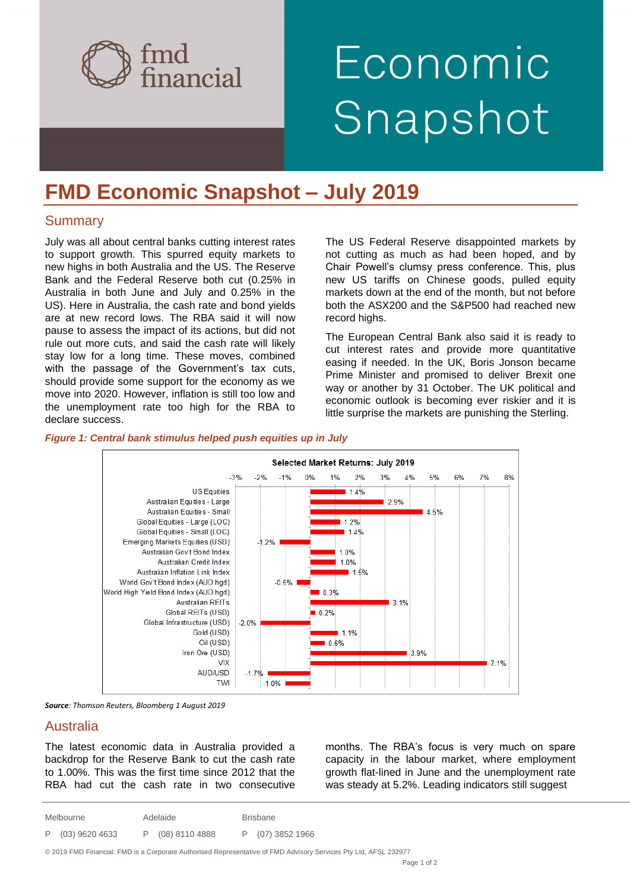fmd financial

# Economic Snapshot

# FMD Economic Snapshot – July 2019

## Summary

July was all about central banks cutting interest rates to support growth. This spurred equity markets to new highs in both Australia and the US. The Reserve Bank and the Federal Reserve both cut (0.25% in Australia in both June and July and 0.25% in the US). Here in Australia, the cash rate and bond yields are at new record lows. The RBA said it will now pause to assess the impact of its actions, but did not rule out more cuts, and said the cash rate will likely stay low for a long time. These moves, combined with the passage of the Government's tax cuts, should provide some support for the economy as we move into 2020. However, inflation is still too low and the unemployment rate too high for the RBA to declare success.

The US Federal Reserve disappointed markets by not cutting as much as had been hoped, and by Chair Powell's clumsy press conference. This, plus new US tariffs on Chinese goods, pulled equity markets down at the end of the month, but not before both the ASX200 and the S&P500 had reached new record highs.

The European Central Bank also said it is ready to cut interest rates and provide more quantitative easing if needed. In the UK, Boris Jonson became Prime Minister and promised to deliver Brexit one way or another by 31 October. The UK political and economic outlook is becoming ever riskier and it is little surprise the markets are punishing the Sterling.

*Figure 1: Central bank stimulus helped push equities up in July*

**Selected Market Returns: July 2019**

| Market | Return |
|---|---|
| US Equities | 1.4% |
| Australian Equities - Large | 2.9% |
| Australian Equities - Small | 4.5% |
| Global Equities - Large (LOC) | 1.2% |
| Global Equities - Small (LOC) | 1.4% |
| Emerging Markets Equities (USD) | -1.2% |
| Australian Gov't Bond Index | 1.0% |
| Australian Credit Index | 1.0% |
| Australian Inflation Link Index | 1.5% |
| World Gov't Bond Index (AUD hgd) | -0.5% |
| World High Yield Bond Index (AUD hgd) | 0.3% |
| Australian REITs | 3.1% |
| Global REITs (USD) | 0.2% |
| Global Infrastructure (USD) | -2.0% |
| Gold (USD) | 1.1% |
| Oil (USD) | 0.6% |
| Iron Ore (USD) | 3.9% |
| VIX | 7.1% |
| AUD/USD | -1.7% |
| TWI | -1.0% |

***Source**: Thomson Reuters, Bloomberg 1 August 2019*

## Australia

The latest economic data in Australia provided a backdrop for the Reserve Bank to cut the cash rate to 1.00%. This was the first time since 2012 that the RBA had cut the cash rate in two consecutive months. The RBA's focus is very much on spare capacity in the labour market, where employment growth flat-lined in June and the unemployment rate was steady at 5.2%. Leading indicators still suggest

Melbourne P (03) 9620 4633 | Adelaide P (08) 8110 4888 | Brisbane P (07) 3852 1966

© 2019 FMD Financial. FMD is a Corporate Authorised Representative of FMD Advisory Services Pty Ltd, AFSL 232977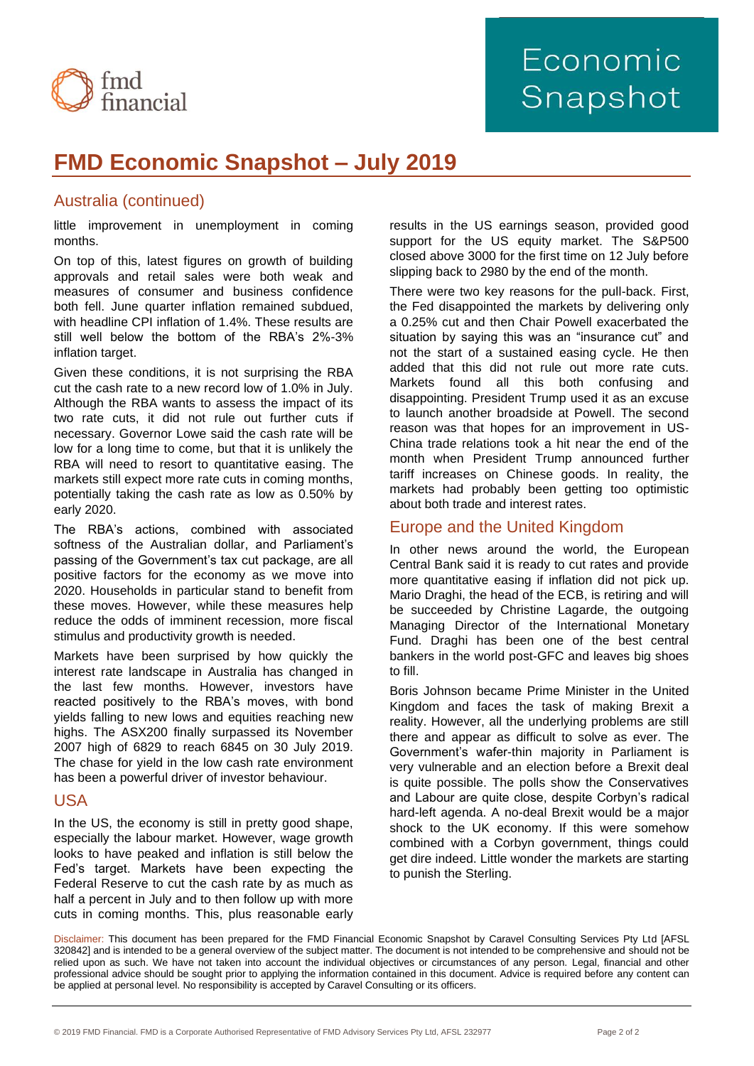# FMD Economic Snapshot – July 2019

## Australia (continued)

little improvement in unemployment in coming months.

On top of this, latest figures on growth of building approvals and retail sales were both weak and measures of consumer and business confidence both fell. June quarter inflation remained subdued, with headline CPI inflation of 1.4%. These results are still well below the bottom of the RBA's 2%-3% inflation target.

Given these conditions, it is not surprising the RBA cut the cash rate to a new record low of 1.0% in July. Although the RBA wants to assess the impact of its two rate cuts, it did not rule out further cuts if necessary. Governor Lowe said the cash rate will be low for a long time to come, but that it is unlikely the RBA will need to resort to quantitative easing. The markets still expect more rate cuts in coming months, potentially taking the cash rate as low as 0.50% by early 2020.

The RBA's actions, combined with associated softness of the Australian dollar, and Parliament's passing of the Government's tax cut package, are all positive factors for the economy as we move into 2020. Households in particular stand to benefit from these moves. However, while these measures help reduce the odds of imminent recession, more fiscal stimulus and productivity growth is needed.

Markets have been surprised by how quickly the interest rate landscape in Australia has changed in the last few months. However, investors have reacted positively to the RBA's moves, with bond yields falling to new lows and equities reaching new highs. The ASX200 finally surpassed its November 2007 high of 6829 to reach 6845 on 30 July 2019. The chase for yield in the low cash rate environment has been a powerful driver of investor behaviour.

## USA

In the US, the economy is still in pretty good shape, especially the labour market. However, wage growth looks to have peaked and inflation is still below the Fed's target. Markets have been expecting the Federal Reserve to cut the cash rate by as much as half a percent in July and to then follow up with more cuts in coming months. This, plus reasonable early results in the US earnings season, provided good support for the US equity market. The S&P500 closed above 3000 for the first time on 12 July before slipping back to 2980 by the end of the month.

There were two key reasons for the pull-back. First, the Fed disappointed the markets by delivering only a 0.25% cut and then Chair Powell exacerbated the situation by saying this was an "insurance cut" and not the start of a sustained easing cycle. He then added that this did not rule out more rate cuts. Markets found all this both confusing and disappointing. President Trump used it as an excuse to launch another broadside at Powell. The second reason was that hopes for an improvement in US-China trade relations took a hit near the end of the month when President Trump announced further tariff increases on Chinese goods. In reality, the markets had probably been getting too optimistic about both trade and interest rates.

## Europe and the United Kingdom

In other news around the world, the European Central Bank said it is ready to cut rates and provide more quantitative easing if inflation did not pick up. Mario Draghi, the head of the ECB, is retiring and will be succeeded by Christine Lagarde, the outgoing Managing Director of the International Monetary Fund. Draghi has been one of the best central bankers in the world post-GFC and leaves big shoes to fill.

Boris Johnson became Prime Minister in the United Kingdom and faces the task of making Brexit a reality. However, all the underlying problems are still there and appear as difficult to solve as ever. The Government's wafer-thin majority in Parliament is very vulnerable and an election before a Brexit deal is quite possible. The polls show the Conservatives and Labour are quite close, despite Corbyn's radical hard-left agenda. A no-deal Brexit would be a major shock to the UK economy. If this were somehow combined with a Corbyn government, things could get dire indeed. Little wonder the markets are starting to punish the Sterling.

Disclaimer: This document has been prepared for the FMD Financial Economic Snapshot by Caravel Consulting Services Pty Ltd [AFSL 320842] and is intended to be a general overview of the subject matter. The document is not intended to be comprehensive and should not be relied upon as such. We have not taken into account the individual objectives or circumstances of any person. Legal, financial and other professional advice should be sought prior to applying the information contained in this document. Advice is required before any content can be applied at personal level. No responsibility is accepted by Caravel Consulting or its officers.

© 2019 FMD Financial. FMD is a Corporate Authorised Representative of FMD Advisory Services Pty Ltd, AFSL 232977